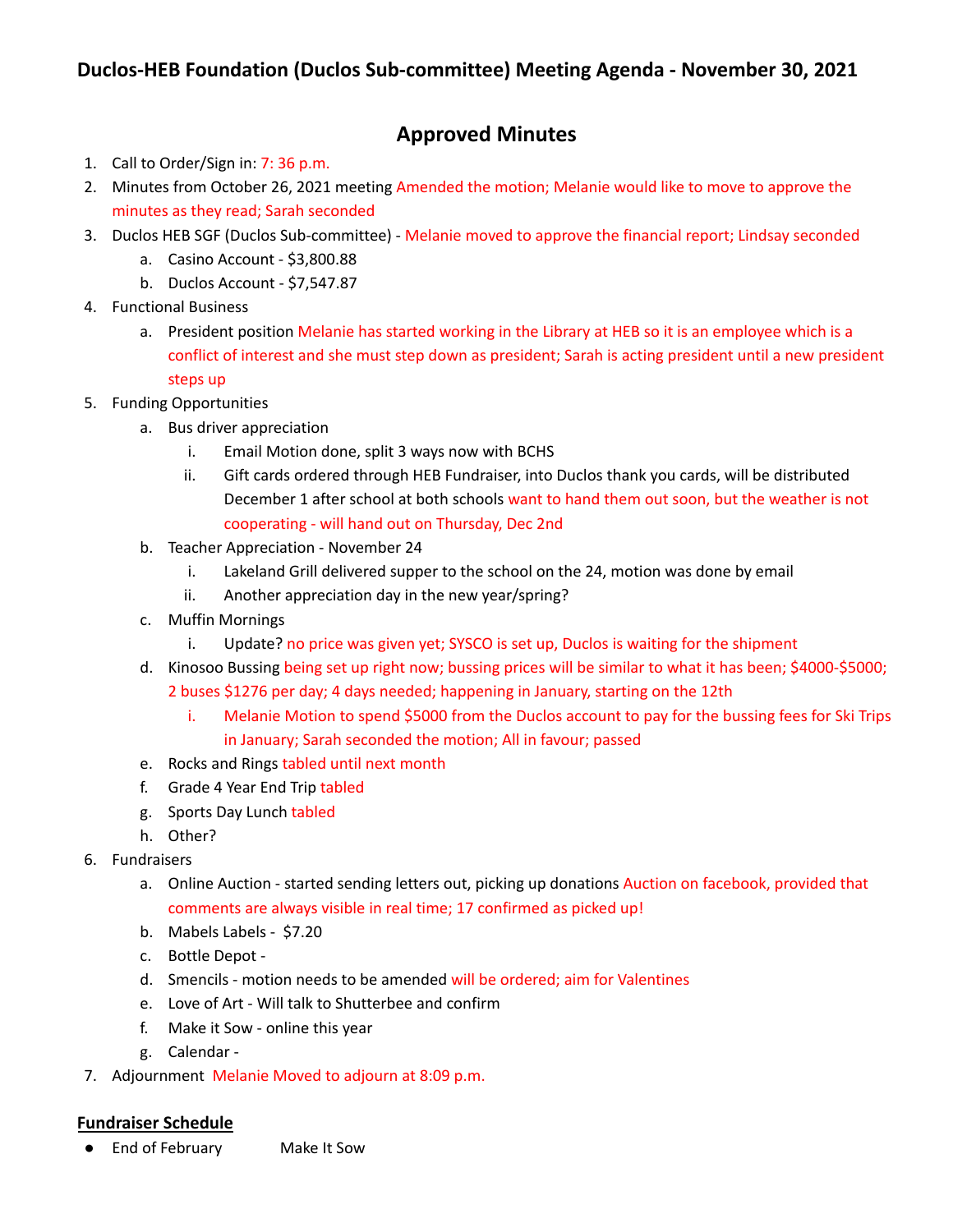# Duclos-HEB Foundation (Duclos Sub-committee) Meeting Agenda - November 30, 2021

## Approved Minutes

1. Call to Order/Sign in: 7: 36 p.m.
2. Minutes from October 26, 2021 meeting Amended the motion; Melanie would like to move to approve the minutes as they read; Sarah seconded
3. Duclos HEB SGF (Duclos Sub-committee) - Melanie moved to approve the financial report; Lindsay seconded
    a. Casino Account - $3,800.88
    b. Duclos Account - $7,547.87
4. Functional Business
    a. President position Melanie has started working in the Library at HEB so it is an employee which is a conflict of interest and she must step down as president; Sarah is acting president until a new president steps up
5. Funding Opportunities
    a. Bus driver appreciation
        i. Email Motion done, split 3 ways now with BCHS
        ii. Gift cards ordered through HEB Fundraiser, into Duclos thank you cards, will be distributed December 1 after school at both schools want to hand them out soon, but the weather is not cooperating - will hand out on Thursday, Dec 2nd
    b. Teacher Appreciation - November 24
        i. Lakeland Grill delivered supper to the school on the 24, motion was done by email
        ii. Another appreciation day in the new year/spring?
    c. Muffin Mornings
        i. Update? no price was given yet; SYSCO is set up, Duclos is waiting for the shipment
    d. Kinosoo Bussing being set up right now; bussing prices will be similar to what it has been; $4000-$5000; 2 buses $1276 per day; 4 days needed; happening in January, starting on the 12th
        i. Melanie Motion to spend $5000 from the Duclos account to pay for the bussing fees for Ski Trips in January; Sarah seconded the motion; All in favour; passed
    e. Rocks and Rings tabled until next month
    f. Grade 4 Year End Trip tabled
    g. Sports Day Lunch tabled
    h. Other?
6. Fundraisers
    a. Online Auction - started sending letters out, picking up donations Auction on facebook, provided that comments are always visible in real time; 17 confirmed as picked up!
    b. Mabels Labels - $7.20
    c. Bottle Depot -
    d. Smencils - motion needs to be amended will be ordered; aim for Valentines
    e. Love of Art - Will talk to Shutterbee and confirm
    f. Make it Sow - online this year
    g. Calendar -
7. Adjournment Melanie Moved to adjourn at 8:09 p.m.

**Fundraiser Schedule**

- End of February    Make It Sow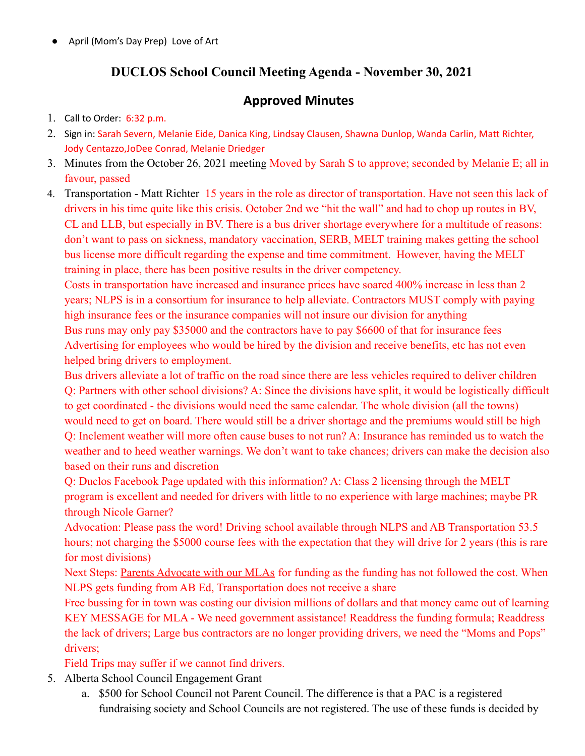- April (Mom's Day Prep) Love of Art

# DUCLOS School Council Meeting Agenda - November 30, 2021

## Approved Minutes

1. Call to Order: 6:32 p.m.
2. Sign in: Sarah Severn, Melanie Eide, Danica King, Lindsay Clausen, Shawna Dunlop, Wanda Carlin, Matt Richter, Jody Centazzo,JoDee Conrad, Melanie Driedger
3. Minutes from the October 26, 2021 meeting Moved by Sarah S to approve; seconded by Melanie E; all in favour, passed
4. Transportation - Matt Richter 15 years in the role as director of transportation. Have not seen this lack of drivers in his time quite like this crisis. October 2nd we "hit the wall" and had to chop up routes in BV, CL and LLB, but especially in BV. There is a bus driver shortage everywhere for a multitude of reasons: don't want to pass on sickness, mandatory vaccination, SERB, MELT training makes getting the school bus license more difficult regarding the expense and time commitment. However, having the MELT training in place, there has been positive results in the driver competency.
   Costs in transportation have increased and insurance prices have soared 400% increase in less than 2 years; NLPS is in a consortium for insurance to help alleviate. Contractors MUST comply with paying high insurance fees or the insurance companies will not insure our division for anything
   Bus runs may only pay $35000 and the contractors have to pay $6600 of that for insurance fees
   Advertising for employees who would be hired by the division and receive benefits, etc has not even helped bring drivers to employment.
   Bus drivers alleviate a lot of traffic on the road since there are less vehicles required to deliver children
   Q: Partners with other school divisions? A: Since the divisions have split, it would be logistically difficult to get coordinated - the divisions would need the same calendar. The whole division (all the towns) would need to get on board. There would still be a driver shortage and the premiums would still be high
   Q: Inclement weather will more often cause buses to not run? A: Insurance has reminded us to watch the weather and to heed weather warnings. We don't want to take chances; drivers can make the decision also based on their runs and discretion
   Q: Duclos Facebook Page updated with this information? A: Class 2 licensing through the MELT program is excellent and needed for drivers with little to no experience with large machines; maybe PR through Nicole Garner?
   Advocation: Please pass the word! Driving school available through NLPS and AB Transportation 53.5 hours; not charging the $5000 course fees with the expectation that they will drive for 2 years (this is rare for most divisions)
   Next Steps: Parents Advocate with our MLAs for funding as the funding has not followed the cost. When NLPS gets funding from AB Ed, Transportation does not receive a share
   Free bussing for in town was costing our division millions of dollars and that money came out of learning
   KEY MESSAGE for MLA - We need government assistance! Readdress the funding formula; Readdress the lack of drivers; Large bus contractors are no longer providing drivers, we need the "Moms and Pops" drivers;
   Field Trips may suffer if we cannot find drivers.
5. Alberta School Council Engagement Grant
   a. $500 for School Council not Parent Council. The difference is that a PAC is a registered fundraising society and School Councils are not registered. The use of these funds is decided by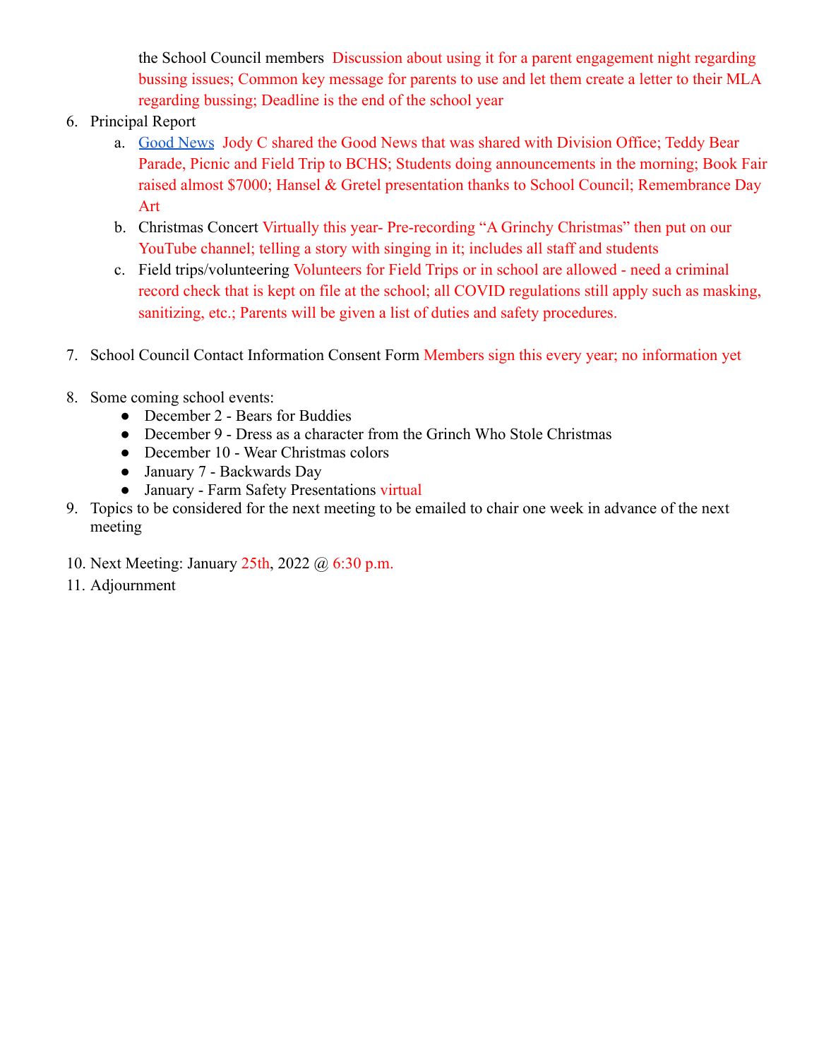the School Council members Discussion about using it for a parent engagement night regarding bussing issues; Common key message for parents to use and let them create a letter to their MLA regarding bussing; Deadline is the end of the school year

6. Principal Report
   a. Good News Jody C shared the Good News that was shared with Division Office; Teddy Bear Parade, Picnic and Field Trip to BCHS; Students doing announcements in the morning; Book Fair raised almost $7000; Hansel & Gretel presentation thanks to School Council; Remembrance Day Art
   b. Christmas Concert Virtually this year- Pre-recording "A Grinchy Christmas" then put on our YouTube channel; telling a story with singing in it; includes all staff and students
   c. Field trips/volunteering Volunteers for Field Trips or in school are allowed - need a criminal record check that is kept on file at the school; all COVID regulations still apply such as masking, sanitizing, etc.; Parents will be given a list of duties and safety procedures.

7. School Council Contact Information Consent Form Members sign this every year; no information yet

8. Some coming school events:
   - December 2 - Bears for Buddies
   - December 9 - Dress as a character from the Grinch Who Stole Christmas
   - December 10 - Wear Christmas colors
   - January 7 - Backwards Day
   - January - Farm Safety Presentations virtual
9. Topics to be considered for the next meeting to be emailed to chair one week in advance of the next meeting

10. Next Meeting: January 25th, 2022 @ 6:30 p.m.
11. Adjournment